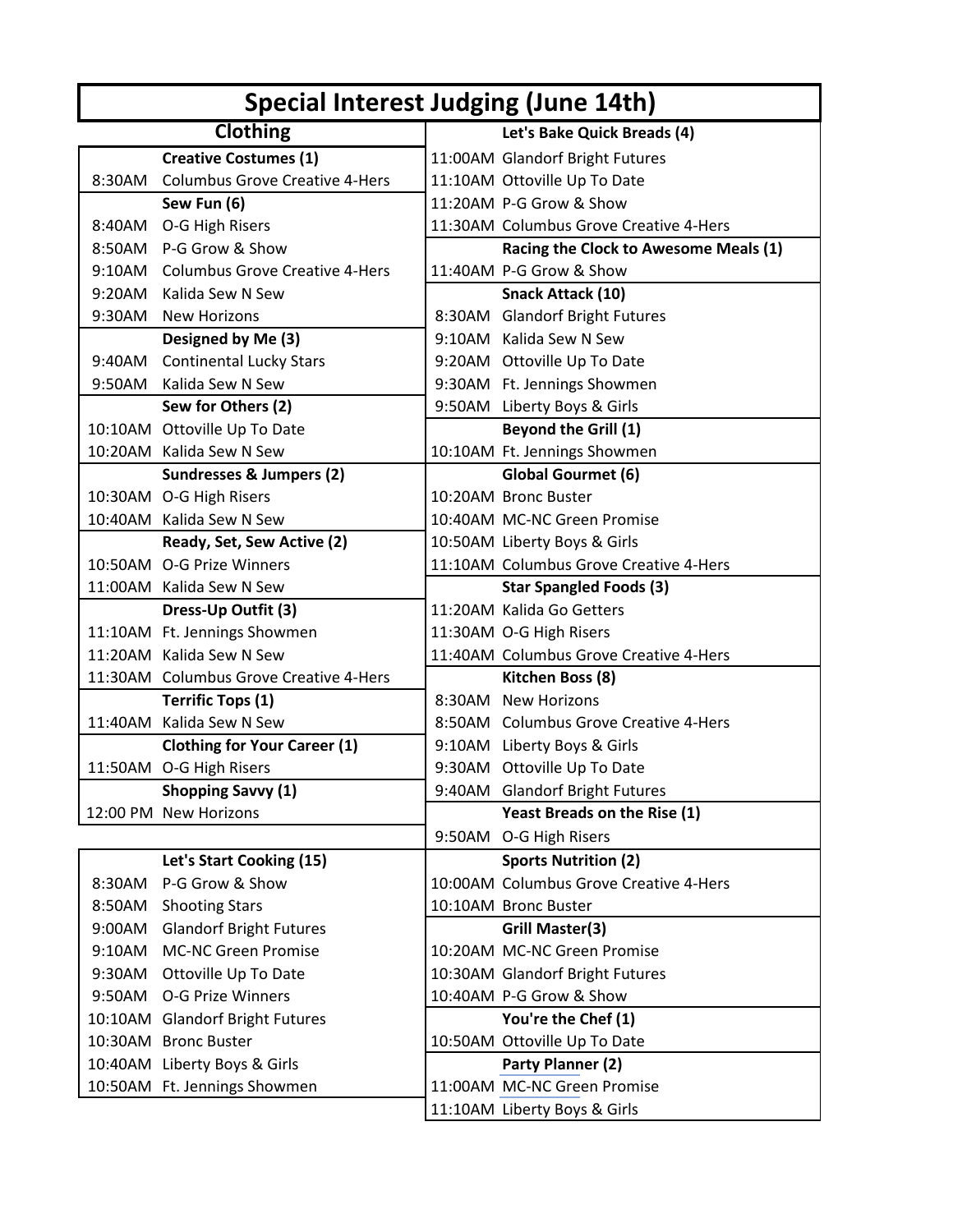# Special Interest Judging (June 14th)

## Clothing

| Time | Club |
|---|---|
| **Creative Costumes (1)** | |
| 8:30AM | Columbus Grove Creative 4-Hers |
| **Sew Fun (6)** | |
| 8:40AM | O-G High Risers |
| 8:50AM | P-G Grow & Show |
| 9:10AM | Columbus Grove Creative 4-Hers |
| 9:20AM | Kalida Sew N Sew |
| 9:30AM | New Horizons |
| **Designed by Me (3)** | |
| 9:40AM | Continental Lucky Stars |
| 9:50AM | Kalida Sew N Sew |
| **Sew for Others (2)** | |
| 10:10AM | Ottoville Up To Date |
| 10:20AM | Kalida Sew N Sew |
| **Sundresses & Jumpers (2)** | |
| 10:30AM | O-G High Risers |
| 10:40AM | Kalida Sew N Sew |
| **Ready, Set, Sew Active (2)** | |
| 10:50AM | O-G Prize Winners |
| 11:00AM | Kalida Sew N Sew |
| **Dress-Up Outfit (3)** | |
| 11:10AM | Ft. Jennings Showmen |
| 11:20AM | Kalida Sew N Sew |
| 11:30AM | Columbus Grove Creative 4-Hers |
| **Terrific Tops (1)** | |
| 11:40AM | Kalida Sew N Sew |
| **Clothing for Your Career (1)** | |
| 11:50AM | O-G High Risers |
| **Shopping Savvy (1)** | |
| 12:00 PM | New Horizons |

| Time | Club |
|---|---|
| **Let's Start Cooking (15)** | |
| 8:30AM | P-G Grow & Show |
| 8:50AM | Shooting Stars |
| 9:00AM | Glandorf Bright Futures |
| 9:10AM | MC-NC Green Promise |
| 9:30AM | Ottoville Up To Date |
| 9:50AM | O-G Prize Winners |
| 10:10AM | Glandorf Bright Futures |
| 10:30AM | Bronc Buster |
| 10:40AM | Liberty Boys & Girls |
| 10:50AM | Ft. Jennings Showmen |

| Time | Club |
|---|---|
| **Let's Bake Quick Breads (4)** | |
| 11:00AM | Glandorf Bright Futures |
| 11:10AM | Ottoville Up To Date |
| 11:20AM | P-G Grow & Show |
| 11:30AM | Columbus Grove Creative 4-Hers |
| **Racing the Clock to Awesome Meals (1)** | |
| 11:40AM | P-G Grow & Show |
| **Snack Attack (10)** | |
| 8:30AM | Glandorf Bright Futures |
| 9:10AM | Kalida Sew N Sew |
| 9:20AM | Ottoville Up To Date |
| 9:30AM | Ft. Jennings Showmen |
| 9:50AM | Liberty Boys & Girls |
| **Beyond the Grill (1)** | |
| 10:10AM | Ft. Jennings Showmen |
| **Global Gourmet (6)** | |
| 10:20AM | Bronc Buster |
| 10:40AM | MC-NC Green Promise |
| 10:50AM | Liberty Boys & Girls |
| 11:10AM | Columbus Grove Creative 4-Hers |
| **Star Spangled Foods (3)** | |
| 11:20AM | Kalida Go Getters |
| 11:30AM | O-G High Risers |
| 11:40AM | Columbus Grove Creative 4-Hers |
| **Kitchen Boss (8)** | |
| 8:30AM | New Horizons |
| 8:50AM | Columbus Grove Creative 4-Hers |
| 9:10AM | Liberty Boys & Girls |
| 9:30AM | Ottoville Up To Date |
| 9:40AM | Glandorf Bright Futures |
| **Yeast Breads on the Rise (1)** | |
| 9:50AM | O-G High Risers |
| **Sports Nutrition (2)** | |
| 10:00AM | Columbus Grove Creative 4-Hers |
| 10:10AM | Bronc Buster |
| **Grill Master(3)** | |
| 10:20AM | MC-NC Green Promise |
| 10:30AM | Glandorf Bright Futures |
| 10:40AM | P-G Grow & Show |
| **You're the Chef (1)** | |
| 10:50AM | Ottoville Up To Date |
| **Party Planner (2)** | |
| 11:00AM | MC-NC Green Promise |
| 11:10AM | Liberty Boys & Girls |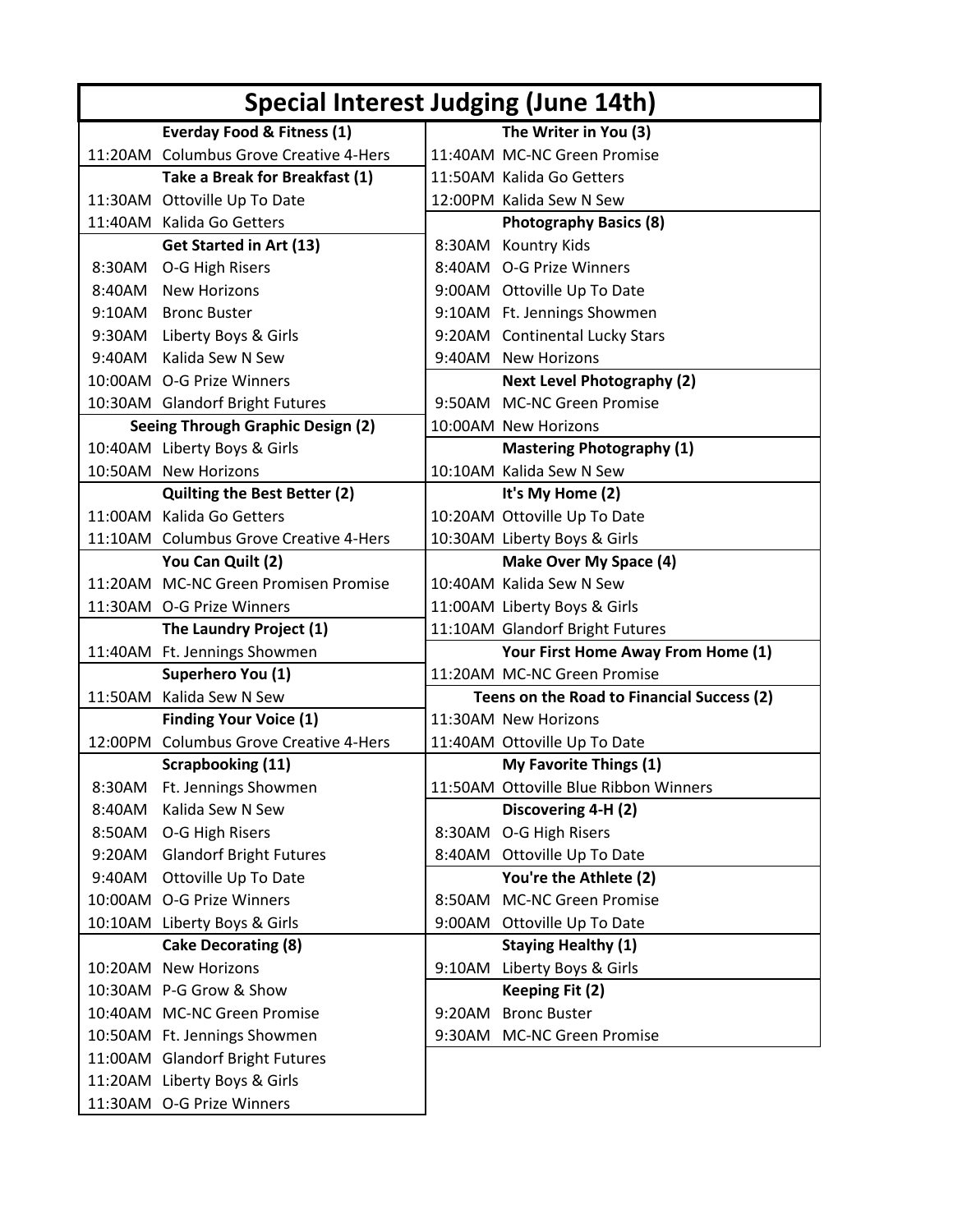# Special Interest Judging (June 14th)

| Time | Club |
|---|---|
| **Everday Food & Fitness (1)** | |
| 11:20AM | Columbus Grove Creative 4-Hers |
| **Take a Break for Breakfast (1)** | |
| 11:30AM | Ottoville Up To Date |
| 11:40AM | Kalida Go Getters |
| **Get Started in Art (13)** | |
| 8:30AM | O-G High Risers |
| 8:40AM | New Horizons |
| 9:10AM | Bronc Buster |
| 9:30AM | Liberty Boys & Girls |
| 9:40AM | Kalida Sew N Sew |
| 10:00AM | O-G Prize Winners |
| 10:30AM | Glandorf Bright Futures |
| **Seeing Through Graphic Design (2)** | |
| 10:40AM | Liberty Boys & Girls |
| 10:50AM | New Horizons |
| **Quilting the Best Better (2)** | |
| 11:00AM | Kalida Go Getters |
| 11:10AM | Columbus Grove Creative 4-Hers |
| **You Can Quilt (2)** | |
| 11:20AM | MC-NC Green Promisen Promise |
| 11:30AM | O-G Prize Winners |
| **The Laundry Project (1)** | |
| 11:40AM | Ft. Jennings Showmen |
| **Superhero You (1)** | |
| 11:50AM | Kalida Sew N Sew |
| **Finding Your Voice (1)** | |
| 12:00PM | Columbus Grove Creative 4-Hers |
| **Scrapbooking (11)** | |
| 8:30AM | Ft. Jennings Showmen |
| 8:40AM | Kalida Sew N Sew |
| 8:50AM | O-G High Risers |
| 9:20AM | Glandorf Bright Futures |
| 9:40AM | Ottoville Up To Date |
| 10:00AM | O-G Prize Winners |
| 10:10AM | Liberty Boys & Girls |
| **Cake Decorating (8)** | |
| 10:20AM | New Horizons |
| 10:30AM | P-G Grow & Show |
| 10:40AM | MC-NC Green Promise |
| 10:50AM | Ft. Jennings Showmen |
| 11:00AM | Glandorf Bright Futures |
| 11:20AM | Liberty Boys & Girls |
| 11:30AM | O-G Prize Winners |
| **The Writer in You (3)** | |
| 11:40AM | MC-NC Green Promise |
| 11:50AM | Kalida Go Getters |
| 12:00PM | Kalida Sew N Sew |
| **Photography Basics (8)** | |
| 8:30AM | Kountry Kids |
| 8:40AM | O-G Prize Winners |
| 9:00AM | Ottoville Up To Date |
| 9:10AM | Ft. Jennings Showmen |
| 9:20AM | Continental Lucky Stars |
| 9:40AM | New Horizons |
| **Next Level Photography (2)** | |
| 9:50AM | MC-NC Green Promise |
| 10:00AM | New Horizons |
| **Mastering Photography (1)** | |
| 10:10AM | Kalida Sew N Sew |
| **It's My Home (2)** | |
| 10:20AM | Ottoville Up To Date |
| 10:30AM | Liberty Boys & Girls |
| **Make Over My Space (4)** | |
| 10:40AM | Kalida Sew N Sew |
| 11:00AM | Liberty Boys & Girls |
| 11:10AM | Glandorf Bright Futures |
| **Your First Home Away From Home (1)** | |
| 11:20AM | MC-NC Green Promise |
| **Teens on the Road to Financial Success (2)** | |
| 11:30AM | New Horizons |
| 11:40AM | Ottoville Up To Date |
| **My Favorite Things (1)** | |
| 11:50AM | Ottoville Blue Ribbon Winners |
| **Discovering 4-H (2)** | |
| 8:30AM | O-G High Risers |
| 8:40AM | Ottoville Up To Date |
| **You're the Athlete (2)** | |
| 8:50AM | MC-NC Green Promise |
| 9:00AM | Ottoville Up To Date |
| **Staying Healthy (1)** | |
| 9:10AM | Liberty Boys & Girls |
| **Keeping Fit (2)** | |
| 9:20AM | Bronc Buster |
| 9:30AM | MC-NC Green Promise |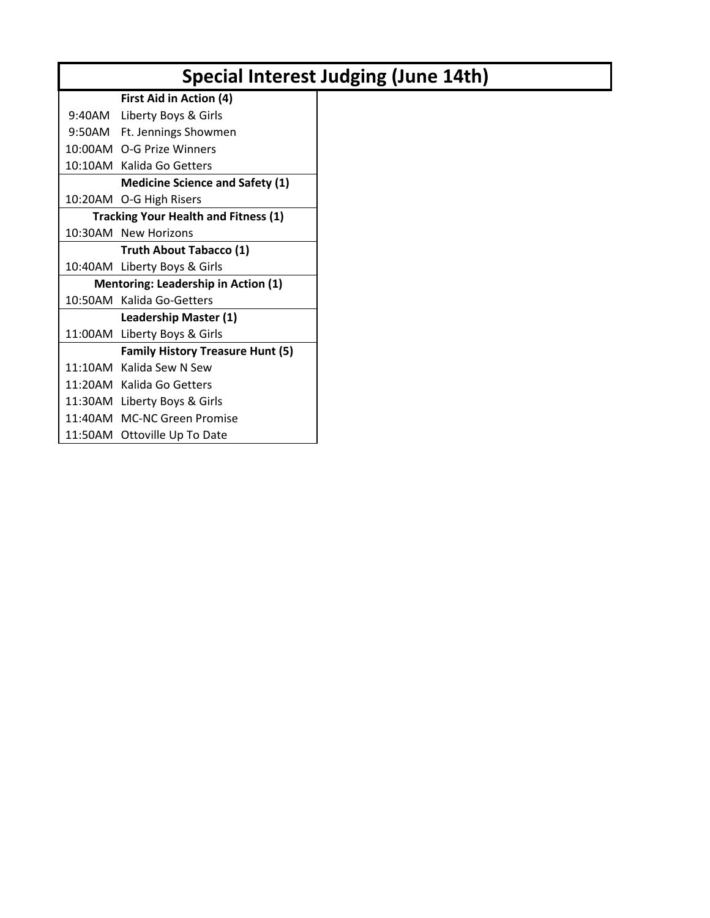# Special Interest Judging (June 14th)

| | |
|---|---|
| | **First Aid in Action (4)** |
| 9:40AM | Liberty Boys & Girls |
| 9:50AM | Ft. Jennings Showmen |
| 10:00AM | O-G Prize Winners |
| 10:10AM | Kalida Go Getters |
| | **Medicine Science and Safety (1)** |
| 10:20AM | O-G High Risers |
| | **Tracking Your Health and Fitness (1)** |
| 10:30AM | New Horizons |
| | **Truth About Tabacco (1)** |
| 10:40AM | Liberty Boys & Girls |
| | **Mentoring: Leadership in Action (1)** |
| 10:50AM | Kalida Go-Getters |
| | **Leadership Master (1)** |
| 11:00AM | Liberty Boys & Girls |
| | **Family History Treasure Hunt (5)** |
| 11:10AM | Kalida Sew N Sew |
| 11:20AM | Kalida Go Getters |
| 11:30AM | Liberty Boys & Girls |
| 11:40AM | MC-NC Green Promise |
| 11:50AM | Ottoville Up To Date |